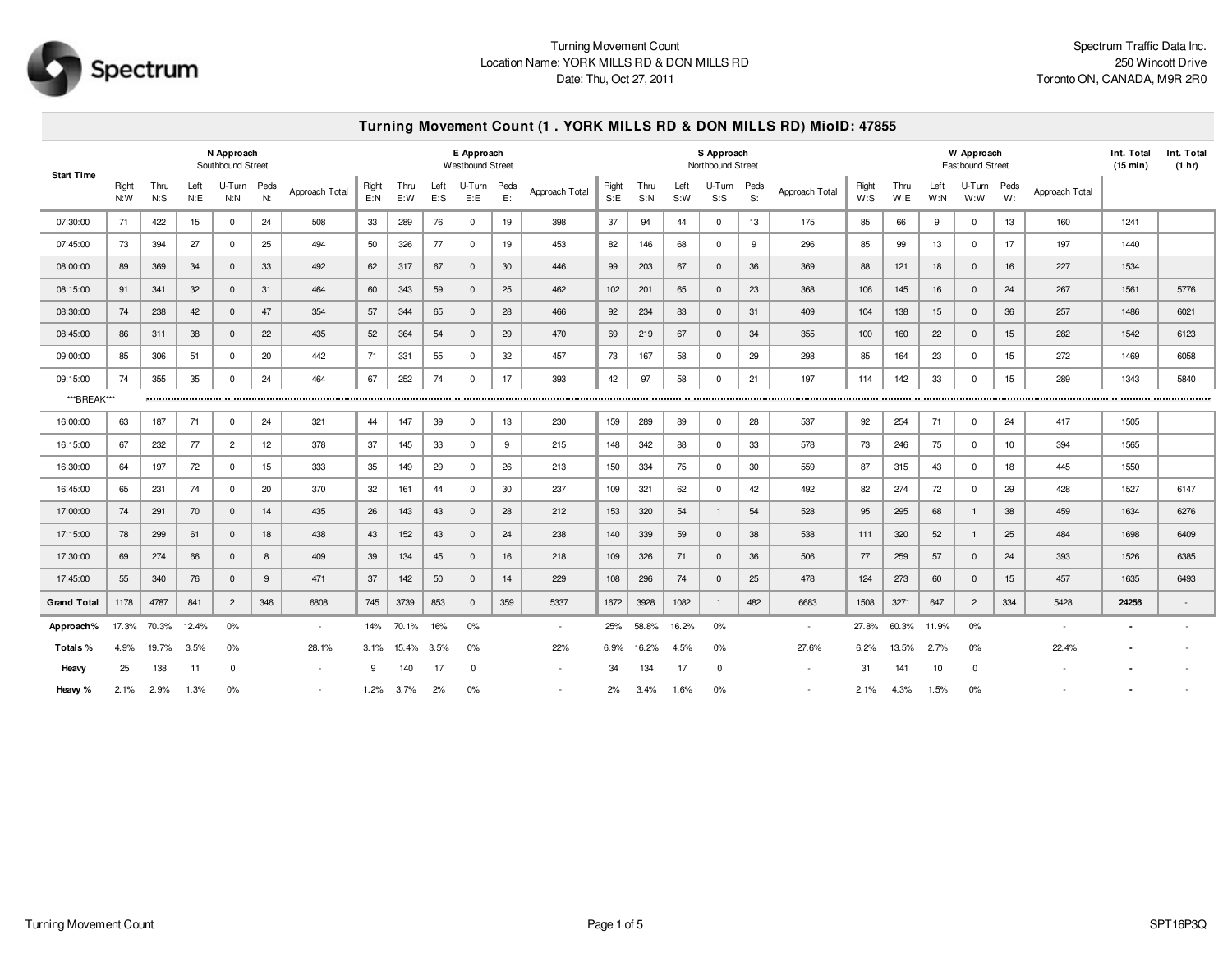Turning Movement Count
Location Name: YORK MILLS RD & DON MILLS RD
Date: Thu, Oct 27, 2011

Spectrum Traffic Data Inc.
250 Wincott Drive
Toronto ON, CANADA, M9R 2R0

## Turning Movement Count (1 . YORK MILLS RD & DON MILLS RD) MioID: 47855

| Start Time | N Approach Southbound Street | | | | | | E Approach Westbound Street | | | | | | S Approach Northbound Street | | | | | | W Approach Eastbound Street | | | | | | Int. Total (15 min) | Int. Total (1 hr) |
|---|---|---|---|---|---|---|---|---|---|---|---|---|---|---|---|---|---|---|---|---|---|---|---|---|---|---|
| | Right N:W | Thru N:S | Left N:E | U-Turn N:N | Peds N: | Approach Total | Right E:N | Thru E:W | Left E:S | U-Turn E:E | Peds E: | Approach Total | Right S:E | Thru S:N | Left S:W | U-Turn S:S | Peds S: | Approach Total | Right W:S | Thru W:E | Left W:N | U-Turn W:W | Peds W: | Approach Total | | |
| 07:30:00 | 71 | 422 | 15 | 0 | 24 | 508 | 33 | 289 | 76 | 0 | 19 | 398 | 37 | 94 | 44 | 0 | 13 | 175 | 85 | 66 | 9 | 0 | 13 | 160 | 1241 | |
| 07:45:00 | 73 | 394 | 27 | 0 | 25 | 494 | 50 | 326 | 77 | 0 | 19 | 453 | 82 | 146 | 68 | 0 | 9 | 296 | 85 | 99 | 13 | 0 | 17 | 197 | 1440 | |
| 08:00:00 | 89 | 369 | 34 | 0 | 33 | 492 | 62 | 317 | 67 | 0 | 30 | 446 | 99 | 203 | 67 | 0 | 36 | 369 | 88 | 121 | 18 | 0 | 16 | 227 | 1534 | |
| 08:15:00 | 91 | 341 | 32 | 0 | 31 | 464 | 60 | 343 | 59 | 0 | 25 | 462 | 102 | 201 | 65 | 0 | 23 | 368 | 106 | 145 | 16 | 0 | 24 | 267 | 1561 | 5776 |
| 08:30:00 | 74 | 238 | 42 | 0 | 47 | 354 | 57 | 344 | 65 | 0 | 28 | 466 | 92 | 234 | 83 | 0 | 31 | 409 | 104 | 138 | 15 | 0 | 36 | 257 | 1486 | 6021 |
| 08:45:00 | 86 | 311 | 38 | 0 | 22 | 435 | 52 | 364 | 54 | 0 | 29 | 470 | 69 | 219 | 67 | 0 | 34 | 355 | 100 | 160 | 22 | 0 | 15 | 282 | 1542 | 6123 |
| 09:00:00 | 85 | 306 | 51 | 0 | 20 | 442 | 71 | 331 | 55 | 0 | 32 | 457 | 73 | 167 | 58 | 0 | 29 | 298 | 85 | 164 | 23 | 0 | 15 | 272 | 1469 | 6058 |
| 09:15:00 | 74 | 355 | 35 | 0 | 24 | 464 | 67 | 252 | 74 | 0 | 17 | 393 | 42 | 97 | 58 | 0 | 21 | 197 | 114 | 142 | 33 | 0 | 15 | 289 | 1343 | 5840 |
| ***BREAK*** | | | | | | | | | | | | | | | | | | | | | | | | | | |
| 16:00:00 | 63 | 187 | 71 | 0 | 24 | 321 | 44 | 147 | 39 | 0 | 13 | 230 | 159 | 289 | 89 | 0 | 28 | 537 | 92 | 254 | 71 | 0 | 24 | 417 | 1505 | |
| 16:15:00 | 67 | 232 | 77 | 2 | 12 | 378 | 37 | 145 | 33 | 0 | 9 | 215 | 148 | 342 | 88 | 0 | 33 | 578 | 73 | 246 | 75 | 0 | 10 | 394 | 1565 | |
| 16:30:00 | 64 | 197 | 72 | 0 | 15 | 333 | 35 | 149 | 29 | 0 | 26 | 213 | 150 | 334 | 75 | 0 | 30 | 559 | 87 | 315 | 43 | 0 | 18 | 445 | 1550 | |
| 16:45:00 | 65 | 231 | 74 | 0 | 20 | 370 | 32 | 161 | 44 | 0 | 30 | 237 | 109 | 321 | 62 | 0 | 42 | 492 | 82 | 274 | 72 | 0 | 29 | 428 | 1527 | 6147 |
| 17:00:00 | 74 | 291 | 70 | 0 | 14 | 435 | 26 | 143 | 43 | 0 | 28 | 212 | 153 | 320 | 54 | 1 | 54 | 528 | 95 | 295 | 68 | 1 | 38 | 459 | 1634 | 6276 |
| 17:15:00 | 78 | 299 | 61 | 0 | 18 | 438 | 43 | 152 | 43 | 0 | 24 | 238 | 140 | 339 | 59 | 0 | 38 | 538 | 111 | 320 | 52 | 1 | 25 | 484 | 1698 | 6409 |
| 17:30:00 | 69 | 274 | 66 | 0 | 8 | 409 | 39 | 134 | 45 | 0 | 16 | 218 | 109 | 326 | 71 | 0 | 36 | 506 | 77 | 259 | 57 | 0 | 24 | 393 | 1526 | 6385 |
| 17:45:00 | 55 | 340 | 76 | 0 | 9 | 471 | 37 | 142 | 50 | 0 | 14 | 229 | 108 | 296 | 74 | 0 | 25 | 478 | 124 | 273 | 60 | 0 | 15 | 457 | 1635 | 6493 |
| **Grand Total** | 1178 | 4787 | 841 | 2 | 346 | 6808 | 745 | 3739 | 853 | 0 | 359 | 5337 | 1672 | 3928 | 1082 | 1 | 482 | 6683 | 1508 | 3271 | 647 | 2 | 334 | 5428 | **24256** | - |
| **Approach%** | 17.3% | 70.3% | 12.4% | 0% | | - | 14% | 70.1% | 16% | 0% | | - | 25% | 58.8% | 16.2% | 0% | | - | 27.8% | 60.3% | 11.9% | 0% | | - | - | - |
| **Totals %** | 4.9% | 19.7% | 3.5% | 0% | | 28.1% | 3.1% | 15.4% | 3.5% | 0% | | 22% | 6.9% | 16.2% | 4.5% | 0% | | 27.6% | 6.2% | 13.5% | 2.7% | 0% | | 22.4% | - | - |
| **Heavy** | 25 | 138 | 11 | 0 | | - | 9 | 140 | 17 | 0 | | - | 34 | 134 | 17 | 0 | | - | 31 | 141 | 10 | 0 | | - | - | - |
| **Heavy %** | 2.1% | 2.9% | 1.3% | 0% | | - | 1.2% | 3.7% | 2% | 0% | | - | 2% | 3.4% | 1.6% | 0% | | - | 2.1% | 4.3% | 1.5% | 0% | | - | - | - |

SPT16P3Q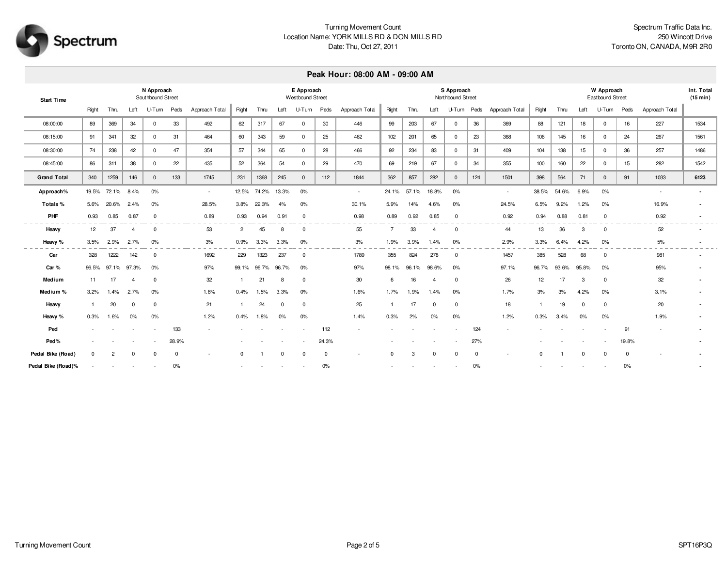Turning Movement Count
Location Name: YORK MILLS RD & DON MILLS RD
Date: Thu, Oct 27, 2011

Spectrum Traffic Data Inc.
250 Wincott Drive
Toronto ON, CANADA, M9R 2R0

## Peak Hour: 08:00 AM - 09:00 AM

| Start Time | N Approach Southbound Street | | | | | | E Approach Westbound Street | | | | | | S Approach Northbound Street | | | | | | W Approach Eastbound Street | | | | | | Int. Total (15 min) |
|---|---|---|---|---|---|---|---|---|---|---|---|---|---|---|---|---|---|---|---|---|---|---|---|---|---|
| | Right | Thru | Left | U-Turn | Peds | Approach Total | Right | Thru | Left | U-Turn | Peds | Approach Total | Right | Thru | Left | U-Turn | Peds | Approach Total | Right | Thru | Left | U-Turn | Peds | Approach Total | |
| 08:00:00 | 89 | 369 | 34 | 0 | 33 | 492 | 62 | 317 | 67 | 0 | 30 | 446 | 99 | 203 | 67 | 0 | 36 | 369 | 88 | 121 | 18 | 0 | 16 | 227 | 1534 |
| 08:15:00 | 91 | 341 | 32 | 0 | 31 | 464 | 60 | 343 | 59 | 0 | 25 | 462 | 102 | 201 | 65 | 0 | 23 | 368 | 106 | 145 | 16 | 0 | 24 | 267 | 1561 |
| 08:30:00 | 74 | 238 | 42 | 0 | 47 | 354 | 57 | 344 | 65 | 0 | 28 | 466 | 92 | 234 | 83 | 0 | 31 | 409 | 104 | 138 | 15 | 0 | 36 | 257 | 1486 |
| 08:45:00 | 86 | 311 | 38 | 0 | 22 | 435 | 52 | 364 | 54 | 0 | 29 | 470 | 69 | 219 | 67 | 0 | 34 | 355 | 100 | 160 | 22 | 0 | 15 | 282 | 1542 |
| **Grand Total** | 340 | 1259 | 146 | 0 | 133 | 1745 | 231 | 1368 | 245 | 0 | 112 | 1844 | 362 | 857 | 282 | 0 | 124 | 1501 | 398 | 564 | 71 | 0 | 91 | 1033 | **6123** |
| **Approach%** | 19.5% | 72.1% | 8.4% | 0% | | - | 12.5% | 74.2% | 13.3% | 0% | | - | 24.1% | 57.1% | 18.8% | 0% | | - | 38.5% | 54.6% | 6.9% | 0% | | - | - |
| **Totals %** | 5.6% | 20.6% | 2.4% | 0% | | 28.5% | 3.8% | 22.3% | 4% | 0% | | 30.1% | 5.9% | 14% | 4.6% | 0% | | 24.5% | 6.5% | 9.2% | 1.2% | 0% | | 16.9% | - |
| **PHF** | 0.93 | 0.85 | 0.87 | 0 | | 0.89 | 0.93 | 0.94 | 0.91 | 0 | | 0.98 | 0.89 | 0.92 | 0.85 | 0 | | 0.92 | 0.94 | 0.88 | 0.81 | 0 | | 0.92 | - |
| **Heavy** | 12 | 37 | 4 | 0 | | 53 | 2 | 45 | 8 | 0 | | 55 | 7 | 33 | 4 | 0 | | 44 | 13 | 36 | 3 | 0 | | 52 | - |
| **Heavy %** | 3.5% | 2.9% | 2.7% | 0% | | 3% | 0.9% | 3.3% | 3.3% | 0% | | 3% | 1.9% | 3.9% | 1.4% | 0% | | 2.9% | 3.3% | 6.4% | 4.2% | 0% | | 5% | - |
| **Car** | 328 | 1222 | 142 | 0 | | 1692 | 229 | 1323 | 237 | 0 | | 1789 | 355 | 824 | 278 | 0 | | 1457 | 385 | 528 | 68 | 0 | | 981 | - |
| **Car %** | 96.5% | 97.1% | 97.3% | 0% | | 97% | 99.1% | 96.7% | 96.7% | 0% | | 97% | 98.1% | 96.1% | 98.6% | 0% | | 97.1% | 96.7% | 93.6% | 95.8% | 0% | | 95% | - |
| **Medium** | 11 | 17 | 4 | 0 | | 32 | 1 | 21 | 8 | 0 | | 30 | 6 | 16 | 4 | 0 | | 26 | 12 | 17 | 3 | 0 | | 32 | - |
| **Medium %** | 3.2% | 1.4% | 2.7% | 0% | | 1.8% | 0.4% | 1.5% | 3.3% | 0% | | 1.6% | 1.7% | 1.9% | 1.4% | 0% | | 1.7% | 3% | 3% | 4.2% | 0% | | 3.1% | - |
| **Heavy** | 1 | 20 | 0 | 0 | | 21 | 1 | 24 | 0 | 0 | | 25 | 1 | 17 | 0 | 0 | | 18 | 1 | 19 | 0 | 0 | | 20 | - |
| **Heavy %** | 0.3% | 1.6% | 0% | 0% | | 1.2% | 0.4% | 1.8% | 0% | 0% | | 1.4% | 0.3% | 2% | 0% | 0% | | 1.2% | 0.3% | 3.4% | 0% | 0% | | 1.9% | - |
| **Ped** | - | - | - | - | 133 | - | - | - | - | - | 112 | - | - | - | - | - | 124 | - | - | - | - | - | 91 | - | - |
| **Ped%** | - | - | - | - | 28.9% | | - | - | - | - | 24.3% | | - | - | - | - | 27% | | - | - | - | - | 19.8% | | - |
| **Pedal Bike (Road)** | 0 | 2 | 0 | 0 | 0 | - | 0 | 1 | 0 | 0 | 0 | - | 0 | 3 | 0 | 0 | 0 | - | 0 | 1 | 0 | 0 | 0 | - | - |
| **Pedal Bike (Road)%** | - | - | - | - | 0% | | - | - | - | - | 0% | | - | - | - | - | 0% | | - | - | - | - | 0% | | - |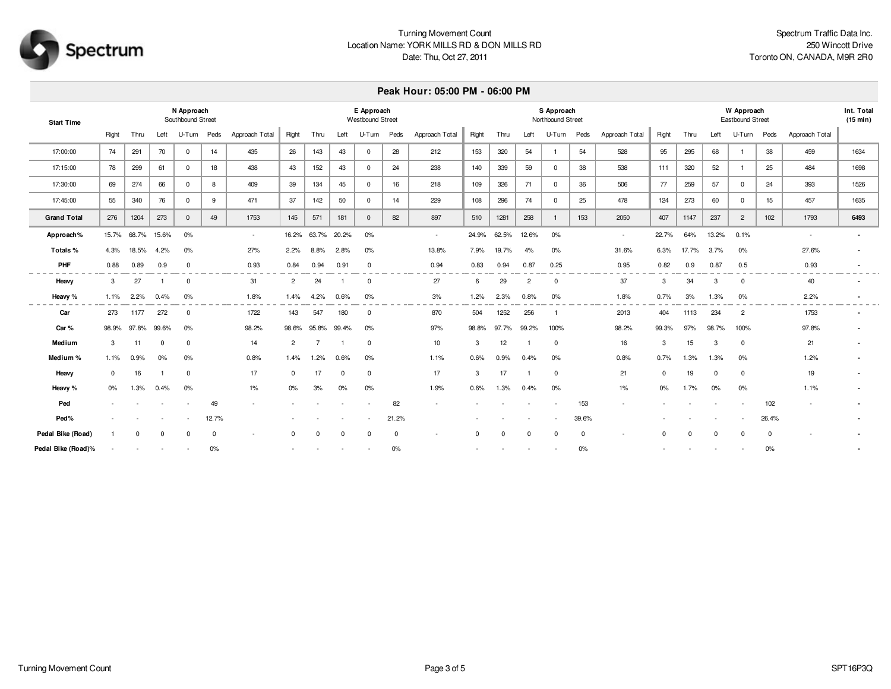Turning Movement Count
Location Name: YORK MILLS RD & DON MILLS RD
Date: Thu, Oct 27, 2011

Spectrum Traffic Data Inc.
250 Wincott Drive
Toronto ON, CANADA, M9R 2R0

## Peak Hour: 05:00 PM - 06:00 PM

| Start Time | N Approach Southbound Street | | | | | | E Approach Westbound Street | | | | | | S Approach Northbound Street | | | | | | W Approach Eastbound Street | | | | | | Int. Total (15 min) |
|---|---|---|---|---|---|---|---|---|---|---|---|---|---|---|---|---|---|---|---|---|---|---|---|---|---|
| | Right | Thru | Left | U-Turn | Peds | Approach Total | Right | Thru | Left | U-Turn | Peds | Approach Total | Right | Thru | Left | U-Turn | Peds | Approach Total | Right | Thru | Left | U-Turn | Peds | Approach Total | |
| 17:00:00 | 74 | 291 | 70 | 0 | 14 | 435 | 26 | 143 | 43 | 0 | 28 | 212 | 153 | 320 | 54 | 1 | 54 | 528 | 95 | 295 | 68 | 1 | 38 | 459 | 1634 |
| 17:15:00 | 78 | 299 | 61 | 0 | 18 | 438 | 43 | 152 | 43 | 0 | 24 | 238 | 140 | 339 | 59 | 0 | 38 | 538 | 111 | 320 | 52 | 1 | 25 | 484 | 1698 |
| 17:30:00 | 69 | 274 | 66 | 0 | 8 | 409 | 39 | 134 | 45 | 0 | 16 | 218 | 109 | 326 | 71 | 0 | 36 | 506 | 77 | 259 | 57 | 0 | 24 | 393 | 1526 |
| 17:45:00 | 55 | 340 | 76 | 0 | 9 | 471 | 37 | 142 | 50 | 0 | 14 | 229 | 108 | 296 | 74 | 0 | 25 | 478 | 124 | 273 | 60 | 0 | 15 | 457 | 1635 |
| **Grand Total** | 276 | 1204 | 273 | 0 | 49 | 1753 | 145 | 571 | 181 | 0 | 82 | 897 | 510 | 1281 | 258 | 1 | 153 | 2050 | 407 | 1147 | 237 | 2 | 102 | 1793 | **6493** |
| **Approach%** | 15.7% | 68.7% | 15.6% | 0% | | - | 16.2% | 63.7% | 20.2% | 0% | | - | 24.9% | 62.5% | 12.6% | 0% | | - | 22.7% | 64% | 13.2% | 0.1% | | - | - |
| **Totals %** | 4.3% | 18.5% | 4.2% | 0% | | 27% | 2.2% | 8.8% | 2.8% | 0% | | 13.8% | 7.9% | 19.7% | 4% | 0% | | 31.6% | 6.3% | 17.7% | 3.7% | 0% | | 27.6% | - |
| **PHF** | 0.88 | 0.89 | 0.9 | 0 | | 0.93 | 0.84 | 0.94 | 0.91 | 0 | | 0.94 | 0.83 | 0.94 | 0.87 | 0.25 | | 0.95 | 0.82 | 0.9 | 0.87 | 0.5 | | 0.93 | - |
| **Heavy** | 3 | 27 | 1 | 0 | | 31 | 2 | 24 | 1 | 0 | | 27 | 6 | 29 | 2 | 0 | | 37 | 3 | 34 | 3 | 0 | | 40 | - |
| **Heavy %** | 1.1% | 2.2% | 0.4% | 0% | | 1.8% | 1.4% | 4.2% | 0.6% | 0% | | 3% | 1.2% | 2.3% | 0.8% | 0% | | 1.8% | 0.7% | 3% | 1.3% | 0% | | 2.2% | - |
| **Car** | 273 | 1177 | 272 | 0 | | 1722 | 143 | 547 | 180 | 0 | | 870 | 504 | 1252 | 256 | 1 | | 2013 | 404 | 1113 | 234 | 2 | | 1753 | - |
| **Car %** | 98.9% | 97.8% | 99.6% | 0% | | 98.2% | 98.6% | 95.8% | 99.4% | 0% | | 97% | 98.8% | 97.7% | 99.2% | 100% | | 98.2% | 99.3% | 97% | 98.7% | 100% | | 97.8% | - |
| **Medium** | 3 | 11 | 0 | 0 | | 14 | 2 | 7 | 1 | 0 | | 10 | 3 | 12 | 1 | 0 | | 16 | 3 | 15 | 3 | 0 | | 21 | - |
| **Medium %** | 1.1% | 0.9% | 0% | 0% | | 0.8% | 1.4% | 1.2% | 0.6% | 0% | | 1.1% | 0.6% | 0.9% | 0.4% | 0% | | 0.8% | 0.7% | 1.3% | 1.3% | 0% | | 1.2% | - |
| **Heavy** | 0 | 16 | 1 | 0 | | 17 | 0 | 17 | 0 | 0 | | 17 | 3 | 17 | 1 | 0 | | 21 | 0 | 19 | 0 | 0 | | 19 | - |
| **Heavy %** | 0% | 1.3% | 0.4% | 0% | | 1% | 0% | 3% | 0% | 0% | | 1.9% | 0.6% | 1.3% | 0.4% | 0% | | 1% | 0% | 1.7% | 0% | 0% | | 1.1% | - |
| **Ped** | - | - | - | - | 49 | - | - | - | - | - | 82 | - | - | - | - | - | 153 | - | - | - | - | - | 102 | - | - |
| **Ped%** | - | - | - | - | 12.7% | | - | - | - | - | 21.2% | | - | - | - | - | 39.6% | | - | - | - | - | 26.4% | | - |
| **Pedal Bike (Road)** | 1 | 0 | 0 | 0 | 0 | - | 0 | 0 | 0 | 0 | 0 | - | 0 | 0 | 0 | 0 | 0 | - | 0 | 0 | 0 | 0 | 0 | - | - |
| **Pedal Bike (Road)%** | - | - | - | - | 0% | | - | - | - | - | 0% | | - | - | - | - | 0% | | - | - | - | - | 0% | | - |

Turning Movement Count

SPT16P3Q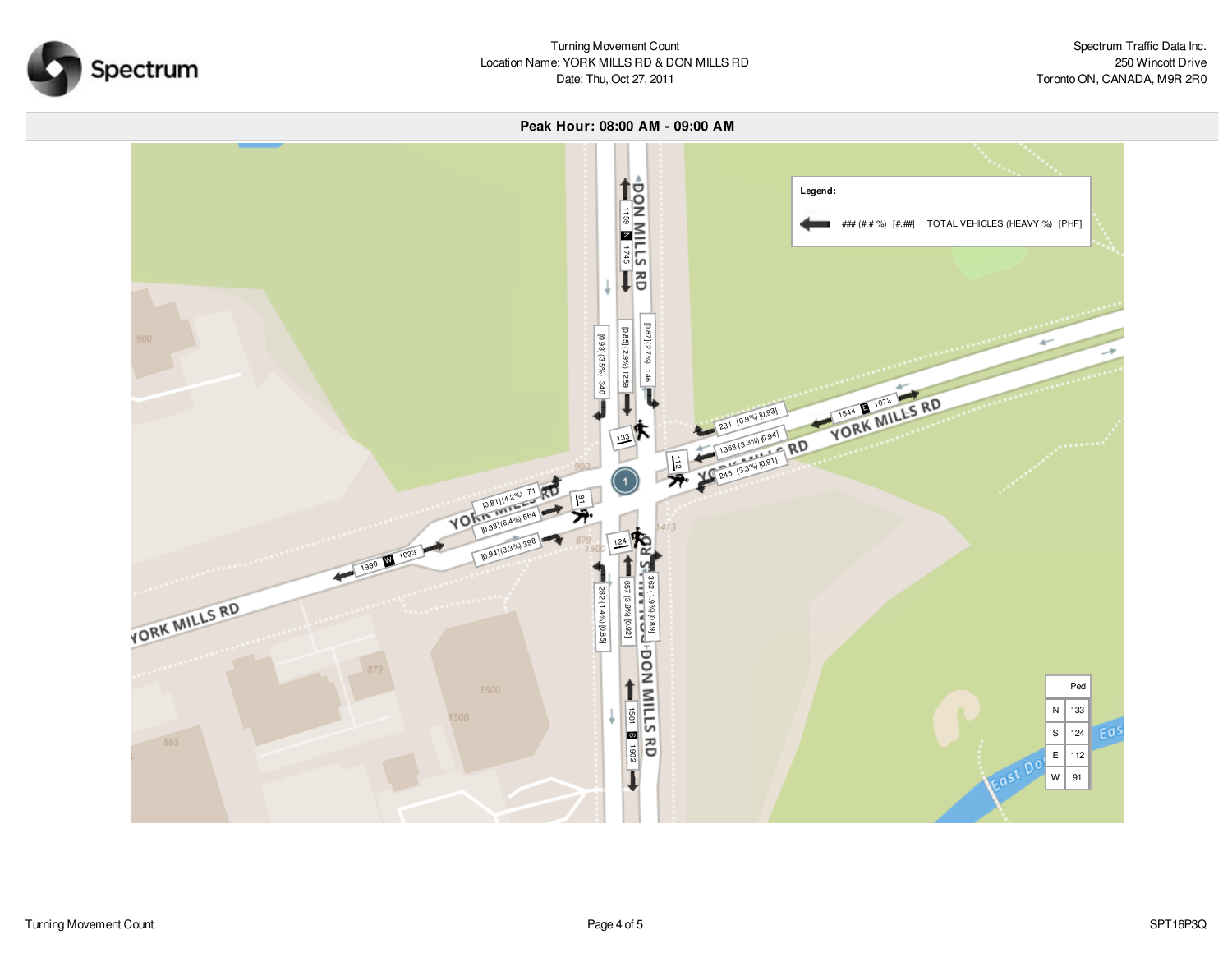Turning Movement Count
Location Name: YORK MILLS RD & DON MILLS RD
Date: Thu, Oct 27, 2011

Spectrum Traffic Data Inc.
250 Wincott Drive
Toronto ON, CANADA, M9R 2R0

## Peak Hour: 08:00 AM - 09:00 AM

**Legend:** ### (#.# %) [#.##] TOTAL VEHICLES (HEAVY %) [PHF]

**DON MILLS RD (North):** 1159 N 1745

- [0.93] (3.5%) 340
- [0.85] (2.9%) 1259
- [0.87] (2.7%) 146

**YORK MILLS RD (East):** 1844 E 1072

- 231 (0.9%) [0.93]
- 1368 (3.3%) [0.94]
- 245 (3.3%) [0.91]

**YORK MILLS RD (West):** 1990 W 1033

- [0.81] (4.2%) 71
- [0.88] (6.4%) 564
- [0.94] (3.3%) 398

**DON MILLS RD (South):** 1501 S 1902

- 282 (1.4%) [0.85]
- 857 (3.9%) [0.92]
- 362 (1.9%) [0.89]

| | Ped |
|---|---|
| N | 133 |
| S | 124 |
| E | 112 |
| W | 91 |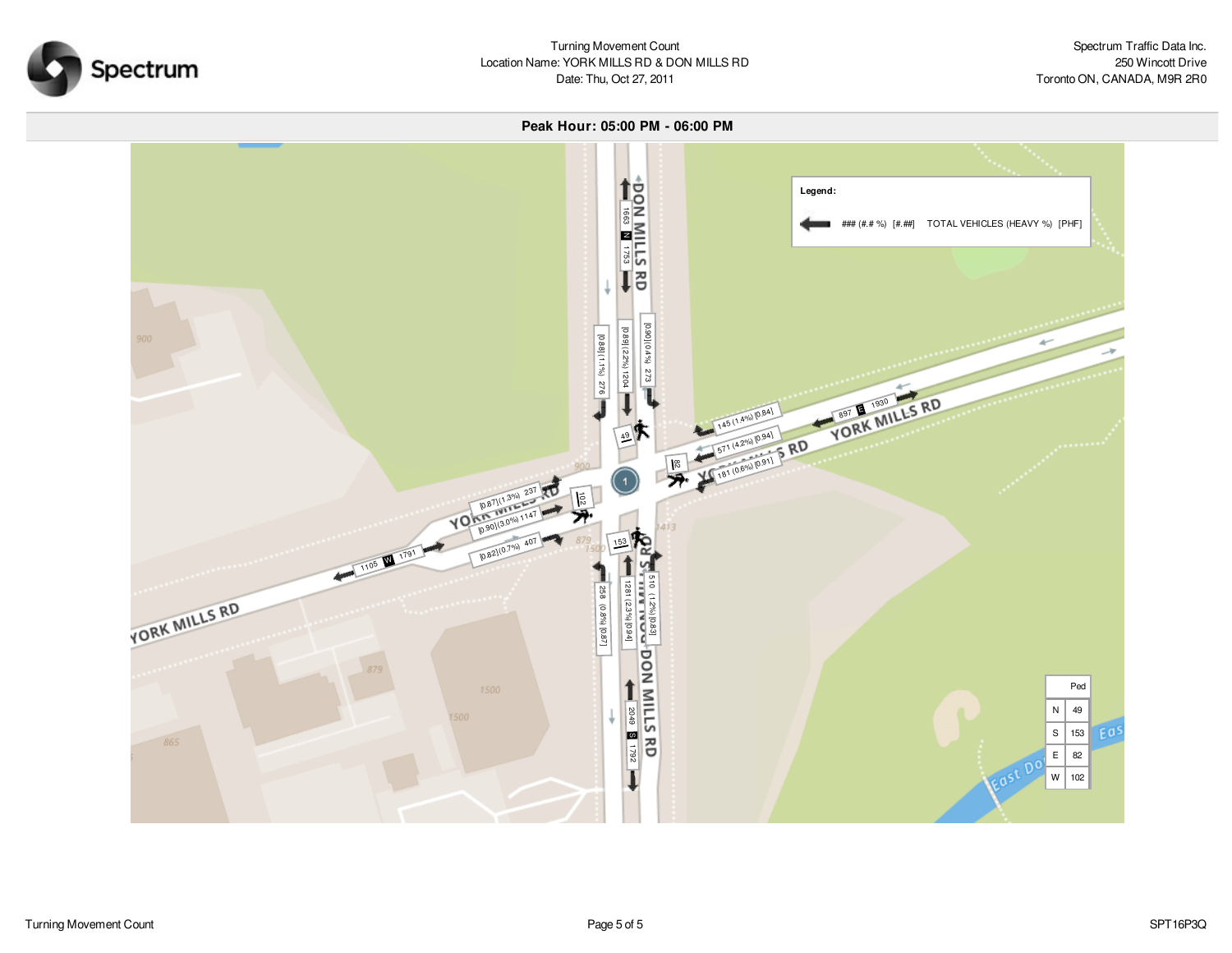Turning Movement Count
Location Name: YORK MILLS RD & DON MILLS RD
Date: Thu, Oct 27, 2011

Spectrum Traffic Data Inc.
250 Wincott Drive
Toronto ON, CANADA, M9R 2R0

## Peak Hour: 05:00 PM - 06:00 PM

Legend:
### (#.# %) [#.##] TOTAL VEHICLES (HEAVY %) [PHF]

DON MILLS RD
1663 N 1753
[0.88] (1.1%) 276
[0.89] (2.2%) 1204
[0.90] (0.4%) 273
49

YORK MILLS RD
897 E 1930
145 (1.4%) [0.84]
571 (4.2%) [0.94]
181 (0.6%) [0.91]
82

YORK MILLS RD
1105 W 1791
[0.87] (1.3%) 237
[0.90] (3.0%) 1147
[0.82] (0.7%) 407
102

DON MILLS RD
2049 S 1792
258 (0.8%) [0.87]
1281 (2.3%) [0.94]
510 (1.2%) [0.83]
153

| | Ped |
|---|---|
| N | 49 |
| S | 153 |
| E | 82 |
| W | 102 |